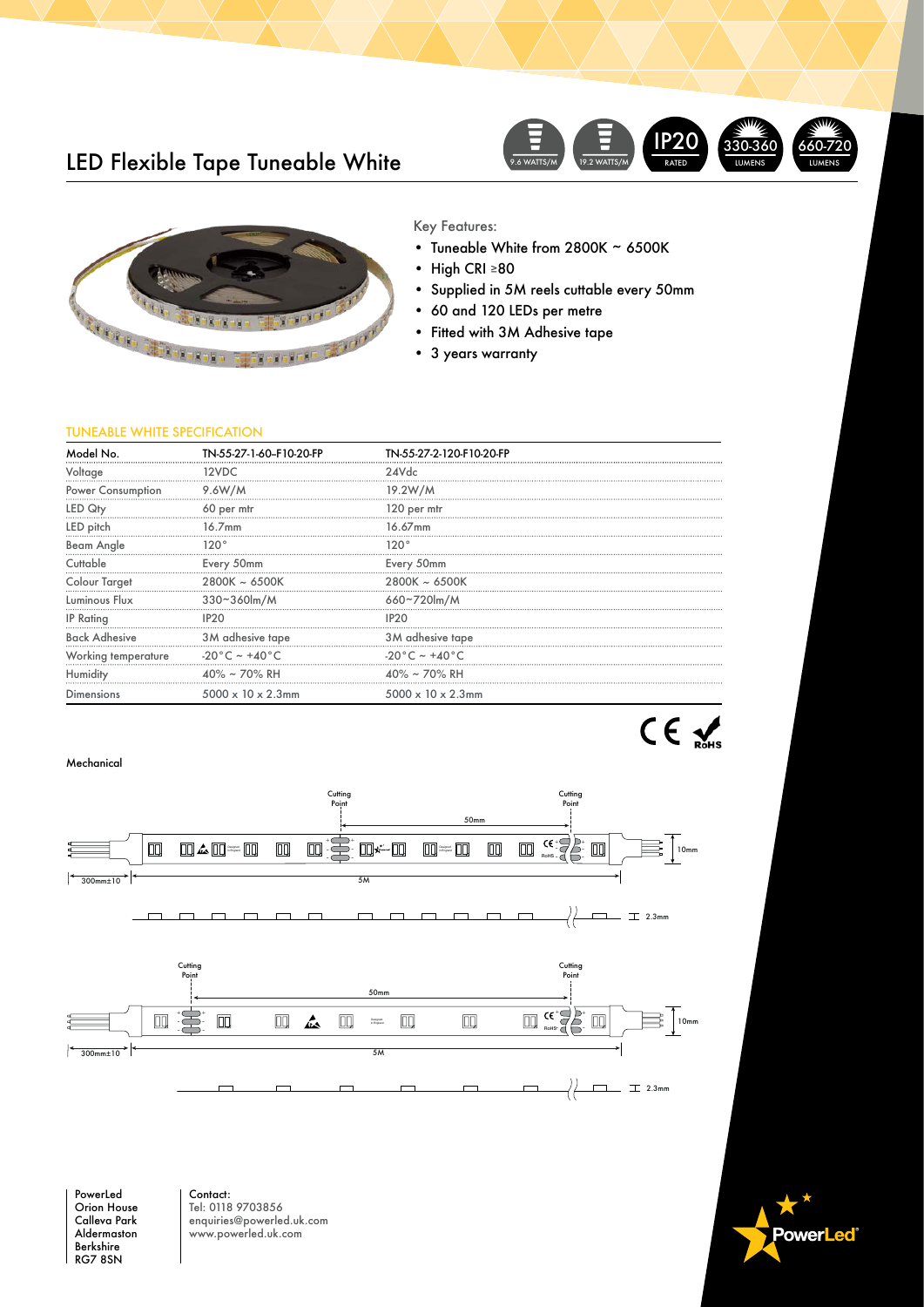# LED Flexible Tape Tuneable White

9.6 WATTS/M | 19.2 WATTS/M | IP20 RATED | 330-360 LUMENS | 660-720 LUMENS

Key Features:

- Tuneable White from 2800K ~ 6500K
- High CRI ≥80
- Supplied in 5M reels cuttable every 50mm
- 60 and 120 LEDs per metre
- Fitted with 3M Adhesive tape
- 3 years warranty

## TUNEABLE WHITE SPECIFICATION

| Model No. | TN-55-27-1-60-F10-20-FP | TN-55-27-2-120-F10-20-FP |
|---|---|---|
| Voltage | 12VDC | 24Vdc |
| Power Consumption | 9.6W/M | 19.2W/M |
| LED Qty | 60 per mtr | 120 per mtr |
| LED pitch | 16.7mm | 16.67mm |
| Beam Angle | 120° | 120° |
| Cuttable | Every 50mm | Every 50mm |
| Colour Target | 2800K ~ 6500K | 2800K ~ 6500K |
| Luminous Flux | 330~360lm/M | 660~720lm/M |
| IP Rating | IP20 | IP20 |
| Back Adhesive | 3M adhesive tape | 3M adhesive tape |
| Working temperature | -20°C ~ +40°C | -20°C ~ +40°C |
| Humidity | 40% ~ 70% RH | 40% ~ 70% RH |
| Dimensions | 5000 x 10 x 2.3mm | 5000 x 10 x 2.3mm |

CE RoHS

Mechanical

Cutting Point | 50mm | Cutting Point | 10mm | 300mm±10 | 5M | 2.3mm

Cutting Point | 50mm | Cutting Point | 10mm | 300mm±10 | 5M | 2.3mm

PowerLed
Orion House
Calleva Park
Aldermaston
Berkshire
RG7 8SN

Contact:
Tel: 0118 9703856
enquiries@powerled.uk.com
www.powerled.uk.com

PowerLed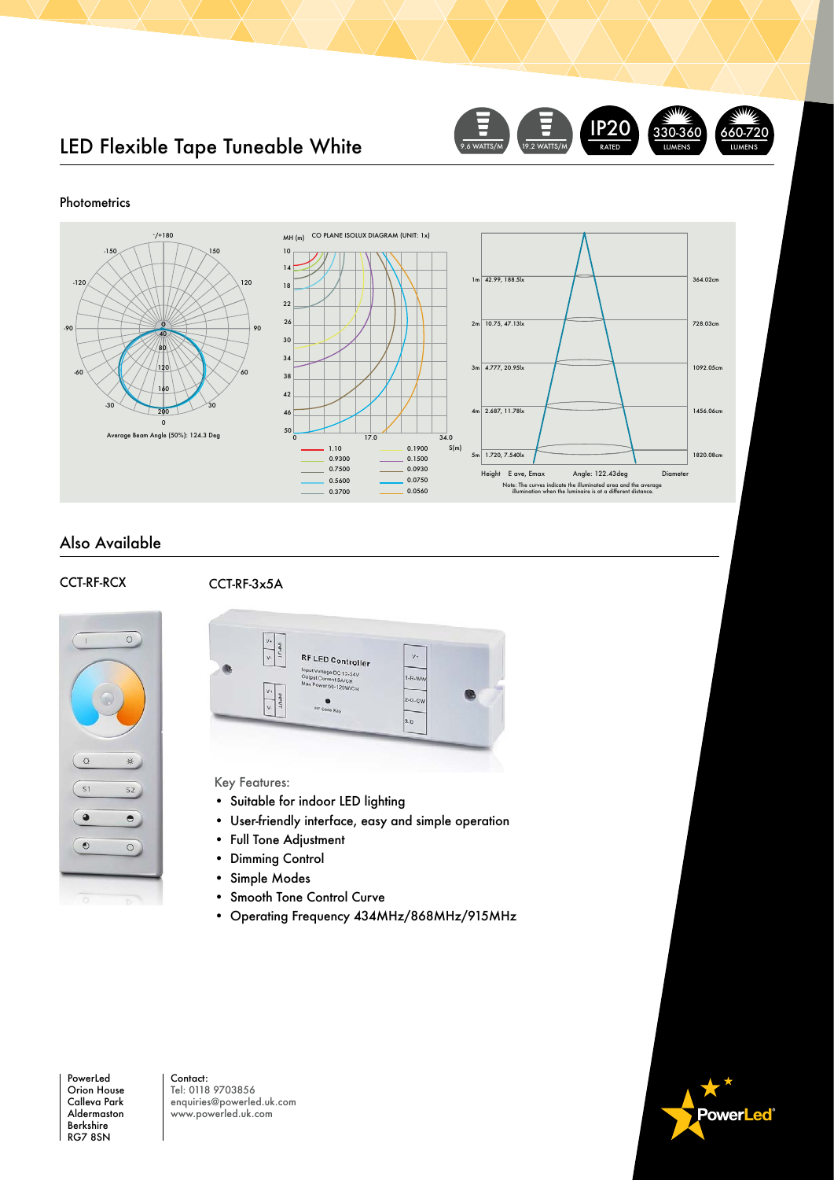# LED Flexible Tape Tuneable White

9.6 WATTS/M

19.2 WATTS/M

IP20 RATED

330-360 LUMENS

660-720 LUMENS

## Photometrics

-/+180

-150

150

-120

120

-90

90

-60

60

-30

30

0

40

80

120

160

200

0

Average Beam Angle (50%): 124.3 Deg

MH (m) C0 PLANE ISOLUX DIAGRAM (UNIT: lx)

10
14
18
22
26
30
34
38
42
46
50

0
17.0
34.0
S(m)

1.10
0.9300
0.7500
0.5600
0.3700
0.1900
0.1500
0.0930
0.0750
0.0560

1m 42.99, 188.5lx 364.02cm

2m 10.75, 47.13lx 728.03cm

3m 4.777, 20.95lx 1092.05cm

4m 2.687, 11.78lx 1456.06cm

5m 1.720, 7.540lx 1820.08cm

Height E ave, Emax Angle: 122.43deg Diameter

Note: The curves indicate the illuminated area and the average illumination when the luminaire is at a different distance.

## Also Available

### CCT-RF-RCX

### CCT-RF-3x5A

Key Features:

- Suitable for indoor LED lighting
- User-friendly interface, easy and simple operation
- Full Tone Adjustment
- Dimming Control
- Simple Modes
- Smooth Tone Control Curve
- Operating Frequency 434MHz/868MHz/915MHz

PowerLed
Orion House
Calleva Park
Aldermaston
Berkshire
RG7 8SN

Contact:
Tel: 0118 9703856
enquiries@powerled.uk.com
www.powerled.uk.com

PowerLed